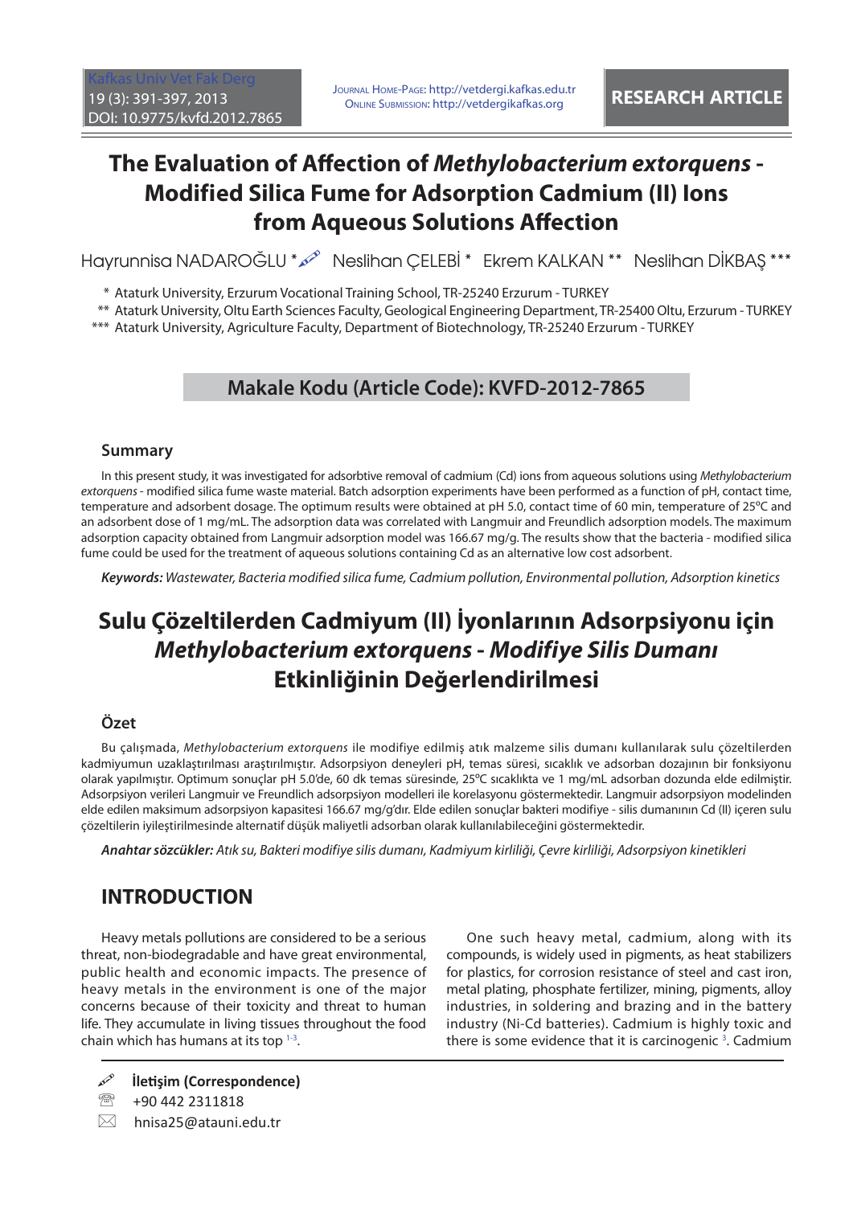# The Evaluation of Affection of *Methylobacterium extorquens* - Modified Silica Fume for Adsorption Cadmium (II) Ions from Aqueous Solutions Affection

Hayrunnisa NADAROĞLU * Neslihan ÇELEBİ * Ekrem KALKAN ** Neslihan DİKBAŞ ***

\* Ataturk University, Erzurum Vocational Training School, TR-25240 Erzurum - TURKEY

\*\* Ataturk University, Oltu Earth Sciences Faculty, Geological Engineering Department, TR-25400 Oltu, Erzurum - TURKEY

\*\*\* Ataturk University, Agriculture Faculty, Department of Biotechnology, TR-25240 Erzurum - TURKEY

**Makale Kodu (Article Code): KVFD-2012-7865**

## Summary

In this present study, it was investigated for adsorbtive removal of cadmium (Cd) ions from aqueous solutions using *Methylobacterium extorquens* - modified silica fume waste material. Batch adsorption experiments have been performed as a function of pH, contact time, temperature and adsorbent dosage. The optimum results were obtained at pH 5.0, contact time of 60 min, temperature of 25ºC and an adsorbent dose of 1 mg/mL. The adsorption data was correlated with Langmuir and Freundlich adsorption models. The maximum adsorption capacity obtained from Langmuir adsorption model was 166.67 mg/g. The results show that the bacteria - modified silica fume could be used for the treatment of aqueous solutions containing Cd as an alternative low cost adsorbent.

***Keywords:*** *Wastewater, Bacteria modified silica fume, Cadmium pollution, Environmental pollution, Adsorption kinetics*

# Sulu Çözeltilerden Cadmiyum (II) İyonlarının Adsorpsiyonu için *Methylobacterium extorquens - Modifiye Silis Dumanı* Etkinliğinin Değerlendirilmesi

## Özet

Bu çalışmada, *Methylobacterium extorquens* ile modifiye edilmiş atık malzeme silis dumanı kullanılarak sulu çözeltilerden kadmiyumun uzaklaştırılması araştırılmıştır. Adsorpsiyon deneyleri pH, temas süresi, sıcaklık ve adsorban dozajının bir fonksiyonu olarak yapılmıştır. Optimum sonuçlar pH 5.0'de, 60 dk temas süresinde, 25ºC sıcaklıkta ve 1 mg/mL adsorban dozunda elde edilmiştir. Adsorpsiyon verileri Langmuir ve Freundlich adsorpsiyon modelleri ile korelasyonu göstermektedir. Langmuir adsorpsiyon modelinden elde edilen maksimum adsorpsiyon kapasitesi 166.67 mg/g'dır. Elde edilen sonuçlar bakteri modifiye - silis dumanının Cd (II) içeren sulu çözeltilerin iyileştirilmesinde alternatif düşük maliyetli adsorban olarak kullanılabileceğini göstermektedir.

***Anahtar sözcükler:*** *Atık su, Bakteri modifiye silis dumanı, Kadmiyum kirliliği, Çevre kirliliği, Adsorpsiyon kinetikleri*

## INTRODUCTION

Heavy metals pollutions are considered to be a serious threat, non-biodegradable and have great environmental, public health and economic impacts. The presence of heavy metals in the environment is one of the major concerns because of their toxicity and threat to human life. They accumulate in living tissues throughout the food chain which has humans at its top [1-3].

One such heavy metal, cadmium, along with its compounds, is widely used in pigments, as heat stabilizers for plastics, for corrosion resistance of steel and cast iron, metal plating, phosphate fertilizer, mining, pigments, alloy industries, in soldering and brazing and in the battery industry (Ni-Cd batteries). Cadmium is highly toxic and there is some evidence that it is carcinogenic [3]. Cadmium

**İletişim (Correspondence)**

+90 442 2311818

hnisa25@atauni.edu.tr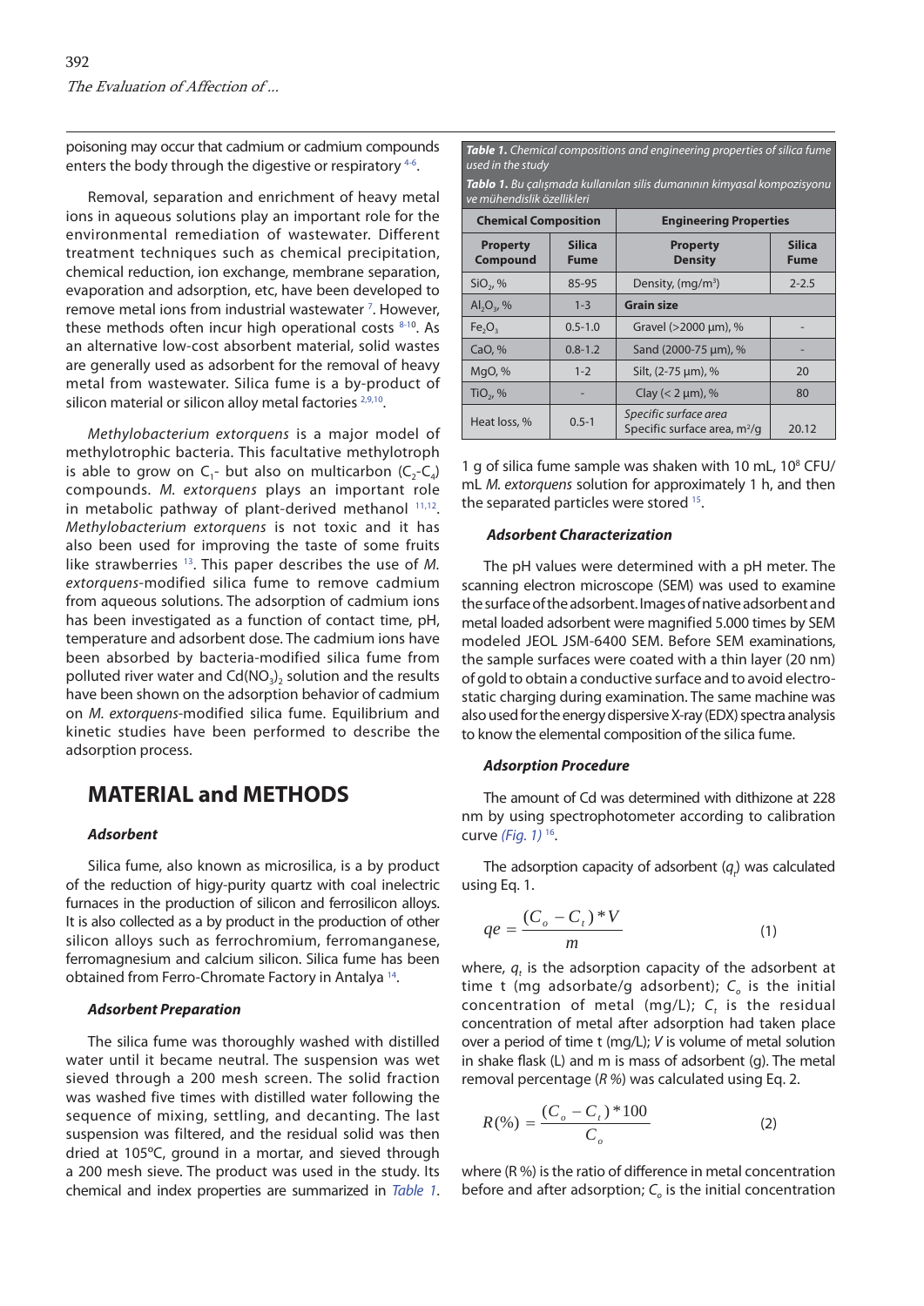poisoning may occur that cadmium or cadmium compounds enters the body through the digestive or respiratory [4-6].

Removal, separation and enrichment of heavy metal ions in aqueous solutions play an important role for the environmental remediation of wastewater. Different treatment techniques such as chemical precipitation, chemical reduction, ion exchange, membrane separation, evaporation and adsorption, etc, have been developed to remove metal ions from industrial wastewater [7]. However, these methods often incur high operational costs [8-10]. As an alternative low-cost absorbent material, solid wastes are generally used as adsorbent for the removal of heavy metal from wastewater. Silica fume is a by-product of silicon material or silicon alloy metal factories [2,9,10].

*Methylobacterium extorquens* is a major model of methylotrophic bacteria. This facultative methylotroph is able to grow on $C_1$- but also on multicarbon ($C_2$-$C_4$) compounds. *M. extorquens* plays an important role in metabolic pathway of plant-derived methanol [11,12]. *Methylobacterium extorquens* is not toxic and it has also been used for improving the taste of some fruits like strawberries [13]. This paper describes the use of *M. extorquens*-modified silica fume to remove cadmium from aqueous solutions. The adsorption of cadmium ions has been investigated as a function of contact time, pH, temperature and adsorbent dose. The cadmium ions have been absorbed by bacteria-modified silica fume from polluted river water and $Cd(NO_3)_2$ solution and the results have been shown on the adsorption behavior of cadmium on *M. extorquens*-modified silica fume. Equilibrium and kinetic studies have been performed to describe the adsorption process.

# MATERIAL and METHODS

### *Adsorbent*

Silica fume, also known as microsilica, is a by product of the reduction of higy-purity quartz with coal inelectric furnaces in the production of silicon and ferrosilicon alloys. It is also collected as a by product in the production of other silicon alloys such as ferrochromium, ferromanganese, ferromagnesium and calcium silicon. Silica fume has been obtained from Ferro-Chromate Factory in Antalya [14].

### *Adsorbent Preparation*

The silica fume was thoroughly washed with distilled water until it became neutral. The suspension was wet sieved through a 200 mesh screen. The solid fraction was washed five times with distilled water following the sequence of mixing, settling, and decanting. The last suspension was filtered, and the residual solid was then dried at 105°C, ground in a mortar, and sieved through a 200 mesh sieve. The product was used in the study. Its chemical and index properties are summarized in *Table 1*.

***Table 1.*** *Chemical compositions and engineering properties of silica fume used in the study*

***Tablo 1.*** *Bu çalışmada kullanılan silis dumanının kimyasal kompozisyonu ve mühendislik özellikleri*

| Chemical Composition | | Engineering Properties | |
|---|---|---|---|
| **Property Compound** | **Silica Fume** | **Property Density** | **Silica Fume** |
| $SiO_2$, % | 85-95 | Density, (mg/m$^3$) | 2-2.5 |
| $Al_2O_3$, % | 1-3 | **Grain size** | |
| $Fe_2O_3$ | 0.5-1.0 | Gravel (>2000 µm), % | - |
| CaO, % | 0.8-1.2 | Sand (2000-75 µm), % | - |
| MgO, % | 1-2 | Silt, (2-75 µm), % | 20 |
| $TiO_2$, % | - | Clay (< 2 µm), % | 80 |
| Heat loss, % | 0.5-1 | *Specific surface area* Specific surface area, m$^2$/g | 20.12 |

1 g of silica fume sample was shaken with 10 mL, $10^8$ CFU/mL *M. extorquens* solution for approximately 1 h, and then the separated particles were stored [15].

### *Adsorbent Characterization*

The pH values were determined with a pH meter. The scanning electron microscope (SEM) was used to examine the surface of the adsorbent. Images of native adsorbent and metal loaded adsorbent were magnified 5.000 times by SEM modeled JEOL JSM-6400 SEM. Before SEM examinations, the sample surfaces were coated with a thin layer (20 nm) of gold to obtain a conductive surface and to avoid electrostatic charging during examination. The same machine was also used for the energy dispersive X-ray (EDX) spectra analysis to know the elemental composition of the silica fume.

### *Adsorption Procedure*

The amount of Cd was determined with dithizone at 228 nm by using spectrophotometer according to calibration curve *(Fig. 1)* [16].

The adsorption capacity of adsorbent ($q_t$) was calculated using Eq. 1.

$$qe = \frac{(C_o - C_t) * V}{m} \quad (1)$$

where, $q_t$ is the adsorption capacity of the adsorbent at time t (mg adsorbate/g adsorbent); $C_o$ is the initial concentration of metal (mg/L); $C_t$ is the residual concentration of metal after adsorption had taken place over a period of time t (mg/L); *V* is volume of metal solution in shake flask (L) and m is mass of adsorbent (g). The metal removal percentage (*R %*) was calculated using Eq. 2.

$$R(\%) = \frac{(C_o - C_t) * 100}{C_o} \quad (2)$$

where (R %) is the ratio of difference in metal concentration before and after adsorption; $C_o$ is the initial concentration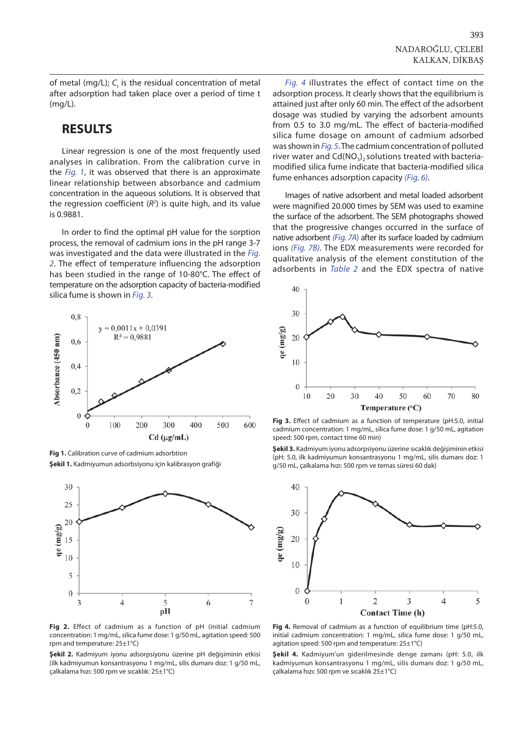of metal (mg/L); $C_t$ is the residual concentration of metal after adsorption had taken place over a period of time t (mg/L).

## RESULTS

Linear regression is one of the most frequently used analyses in calibration. From the calibration curve in the *Fig. 1*, it was observed that there is an approximate linear relationship between absorbance and cadmium concentration in the aqueous solutions. It is observed that the regression coefficient ($R^2$) is quite high, and its value is 0.9881.

In order to find the optimal pH value for the sorption process, the removal of cadmium ions in the pH range 3-7 was investigated and the data were illustrated in the *Fig. 2*. The effect of temperature influencing the adsorption has been studied in the range of 10-80°C. The effect of temperature on the adsorption capacity of bacteria-modified silica fume is shown in *Fig. 3*.

**Fig 1.** Calibration curve of cadmium adsorbtion

**Şekil 1.** Kadmiyumun adsorbsiyonu için kalibrasyon grafiği

**Fig 2.** Effect of cadmium as a function of pH (initial cadmium concentration: 1 mg/mL, silica fume dose: 1 g/50 mL, agitation speed: 500 rpm and temperature: 25±1°C)

**Şekil 2.** Kadmiyum iyonu adsorpsiyonu üzerine pH değişiminin etkisi (ilk kadmiyumun konsantrasyonu 1 mg/mL, silis dumanı doz: 1 g/50 mL, çalkalama hızı: 500 rpm ve sıcaklık: 25±1°C)

*Fig. 4* illustrates the effect of contact time on the adsorption process. It clearly shows that the equilibrium is attained just after only 60 min. The effect of the adsorbent dosage was studied by varying the adsorbent amounts from 0.5 to 3.0 mg/mL. The effect of bacteria-modified silica fume dosage on amount of cadmium adsorbed was shown in *Fig. 5*. The cadmium concentration of polluted river water and $Cd(NO_3)_2$ solutions treated with bacteria-modified silica fume indicate that bacteria-modified silica fume enhances adsorption capacity *(Fig. 6)*.

Images of native adsorbent and metal loaded adsorbent were magnified 20.000 times by SEM was used to examine the surface of the adsorbent. The SEM photographs showed that the progressive changes occurred in the surface of native adsorbent *(Fig. 7A)* after its surface loaded by cadmium ions *(Fig. 7B)*. The EDX measurements were recorded for qualitative analysis of the element constitution of the adsorbents in *Table 2* and the EDX spectra of native

**Fig 3.** Effect of cadmium as a function of temperature (pH:5.0, initial cadmium concentration: 1 mg/mL, silica fume dose: 1 g/50 mL, agitation speed: 500 rpm, contact time 60 min)

**Şekil 3.** Kadmiyum iyonu adsorpsiyonu üzerine sıcaklık değişiminin etkisi (pH: 5.0, ilk kadmiyumun konsantrasyonu 1 mg/mL, silis dumanı doz: 1 g/50 mL, çalkalama hızı: 500 rpm ve temas süresi 60 dak)

**Fig 4.** Removal of cadmium as a function of equilibrium time (pH:5.0, initial cadmium concentration: 1 mg/mL, silica fume dose: 1 g/50 mL, agitation speed: 500 rpm and temperature: 25±1°C)

**Şekil 4.** Kadmiyum'un giderilmesinde denge zamanı (pH: 5.0, ilk kadmiyumun konsantrasyonu 1 mg/mL, silis dumanı doz: 1 g/50 mL, çalkalama hızı: 500 rpm ve sıcaklık 25±1°C)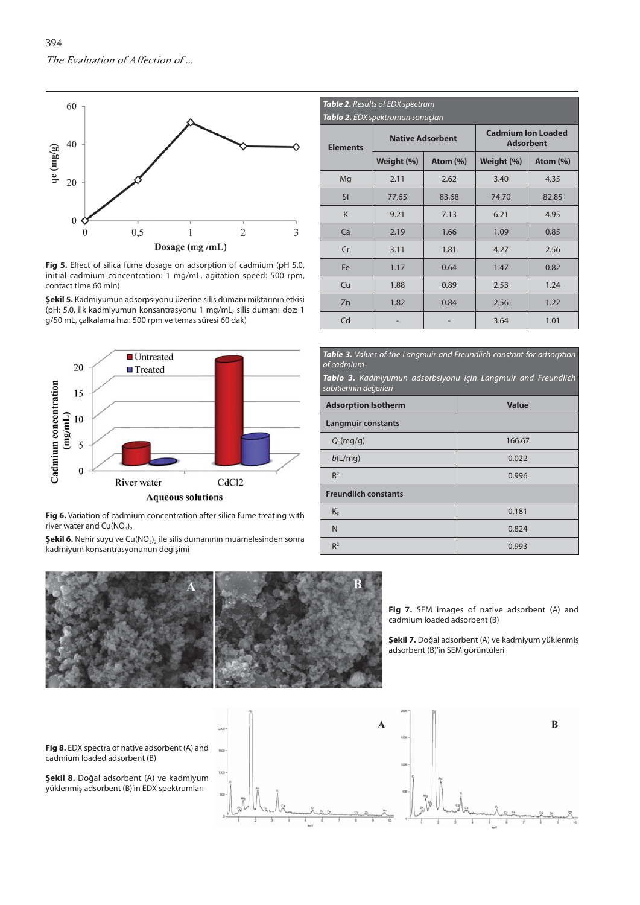Fig 5. Effect of silica fume dosage on adsorption of cadmium (pH 5.0, initial cadmium concentration: 1 mg/mL, agitation speed: 500 rpm, contact time 60 min)

**Şekil 5.** Kadmiyumun adsorpsiyonu üzerine silis dumanı miktarının etkisi (pH: 5.0, ilk kadmiyumun konsantrasyonu 1 mg/mL, silis dumanı doz: 1 g/50 mL, çalkalama hızı: 500 rpm ve temas süresi 60 dak)

**Fig 6.** Variation of cadmium concentration after silica fume treating with river water and $Cu(NO_3)_2$

**Şekil 6.** Nehir suyu ve $Cu(NO_3)_2$ ile silis dumanının muamelesinden sonra kadmiyum konsantrasyonunun değişimi

***Table 2.** Results of EDX spectrum*
***Tablo 2.** EDX spektrumun sonuçları*

| Elements | Native Adsorbent | | Cadmium Ion Loaded Adsorbent | |
|---|---|---|---|---|
| | Weight (%) | Atom (%) | Weight (%) | Atom (%) |
| Mg | 2.11 | 2.62 | 3.40 | 4.35 |
| Si | 77.65 | 83.68 | 74.70 | 82.85 |
| K | 9.21 | 7.13 | 6.21 | 4.95 |
| Ca | 2.19 | 1.66 | 1.09 | 0.85 |
| Cr | 3.11 | 1.81 | 4.27 | 2.56 |
| Fe | 1.17 | 0.64 | 1.47 | 0.82 |
| Cu | 1.88 | 0.89 | 2.53 | 1.24 |
| Zn | 1.82 | 0.84 | 2.56 | 1.22 |
| Cd | - | - | 3.64 | 1.01 |

***Table 3.** Values of the Langmuir and Freundlich constant for adsorption of cadmium*
***Tablo 3.** Kadmiyumun adsorbsiyonu için Langmuir and Freundlich sabitlerinin değerleri*

| Adsorption Isotherm | Value |
|---|---|
| **Langmuir constants** | |
| $Q_o$(mg/g) | 166.67 |
| $b$(L/mg) | 0.022 |
| $R^2$ | 0.996 |
| **Freundlich constants** | |
| $K_F$ | 0.181 |
| N | 0.824 |
| $R^2$ | 0.993 |

**Fig 7.** SEM images of native adsorbent (A) and cadmium loaded adsorbent (B)

**Şekil 7.** Doğal adsorbent (A) ve kadmiyum yüklenmiş adsorbent (B)'in SEM görüntüleri

**Fig 8.** EDX spectra of native adsorbent (A) and cadmium loaded adsorbent (B)

**Şekil 8.** Doğal adsorbent (A) ve kadmiyum yüklenmiş adsorbent (B)'in EDX spektrumları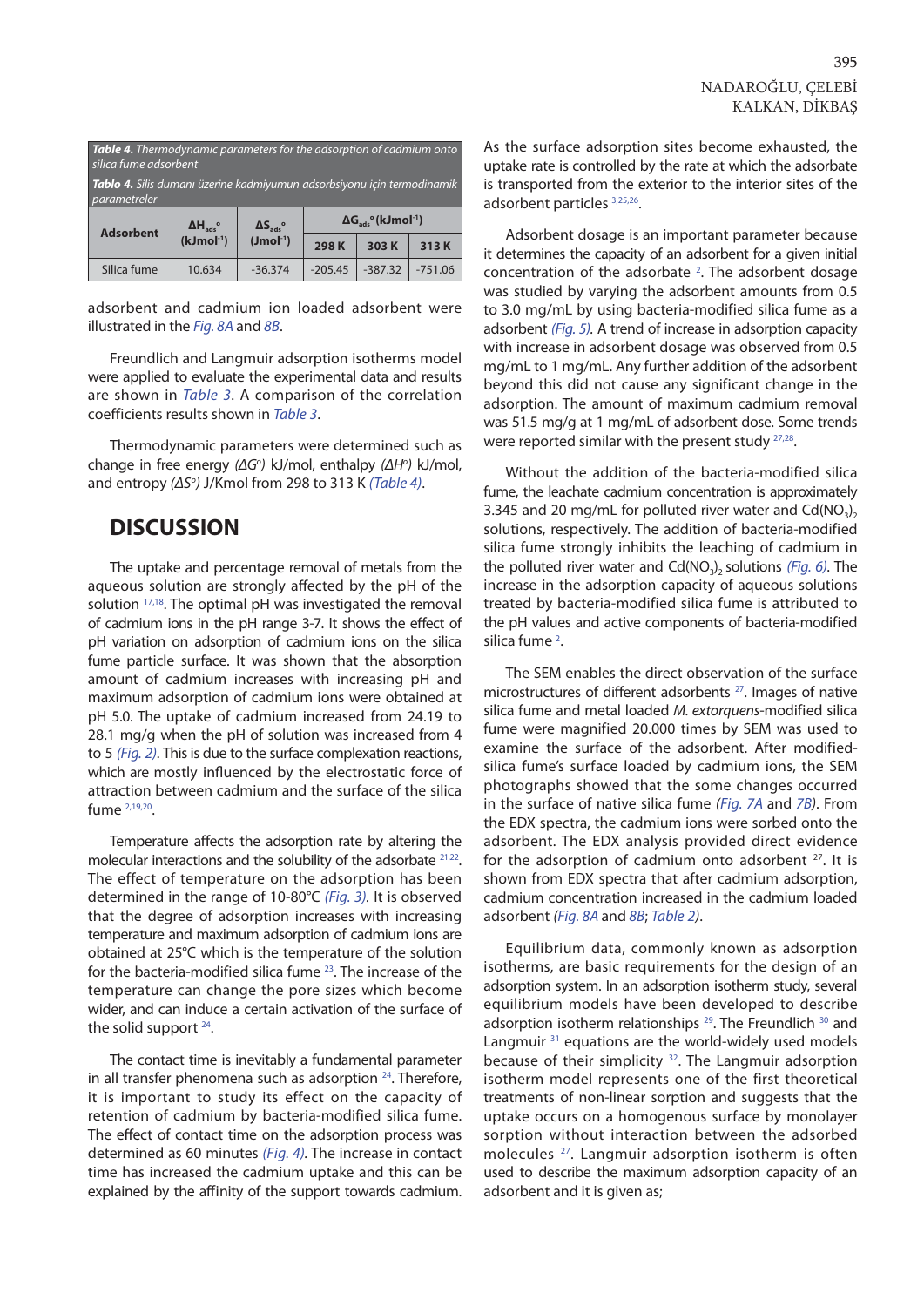**Table 4.** *Thermodynamic parameters for the adsorption of cadmium onto silica fume adsorbent*

**Tablo 4.** *Silis dumanı üzerine kadmiyumun adsorbsiyonu için termodinamik parametreler*

| Adsorbent | $\Delta H_{ads}^{o}$ ($kJmol^{-1}$) | $\Delta S_{ads}^{o}$ ($Jmol^{-1}$) | $\Delta G_{ads}^{o}$ ($kJmol^{-1}$) | | |
|---|---|---|---|---|---|
| | | | 298 K | 303 K | 313 K |
| Silica fume | 10.634 | -36.374 | -205.45 | -387.32 | -751.06 |

adsorbent and cadmium ion loaded adsorbent were illustrated in the *Fig. 8A* and *8B*.

Freundlich and Langmuir adsorption isotherms model were applied to evaluate the experimental data and results are shown in *Table 3*. A comparison of the correlation coefficients results shown in *Table 3*.

Thermodynamic parameters were determined such as change in free energy *($\Delta G^{o}$)* kJ/mol, enthalpy *($\Delta H^{o}$)* kJ/mol, and entropy *($\Delta S^{o}$)* J/Kmol from 298 to 313 K *(Table 4)*.

## DISCUSSION

The uptake and percentage removal of metals from the aqueous solution are strongly affected by the pH of the solution [17,18]. The optimal pH was investigated the removal of cadmium ions in the pH range 3-7. It shows the effect of pH variation on adsorption of cadmium ions on the silica fume particle surface. It was shown that the absorption amount of cadmium increases with increasing pH and maximum adsorption of cadmium ions were obtained at pH 5.0. The uptake of cadmium increased from 24.19 to 28.1 mg/g when the pH of solution was increased from 4 to 5 *(Fig. 2)*. This is due to the surface complexation reactions, which are mostly influenced by the electrostatic force of attraction between cadmium and the surface of the silica fume [2,19,20].

Temperature affects the adsorption rate by altering the molecular interactions and the solubility of the adsorbate [21,22]. The effect of temperature on the adsorption has been determined in the range of 10-80°C *(Fig. 3)*. It is observed that the degree of adsorption increases with increasing temperature and maximum adsorption of cadmium ions are obtained at 25°C which is the temperature of the solution for the bacteria-modified silica fume [23]. The increase of the temperature can change the pore sizes which become wider, and can induce a certain activation of the surface of the solid support [24].

The contact time is inevitably a fundamental parameter in all transfer phenomena such as adsorption [24]. Therefore, it is important to study its effect on the capacity of retention of cadmium by bacteria-modified silica fume. The effect of contact time on the adsorption process was determined as 60 minutes *(Fig. 4)*. The increase in contact time has increased the cadmium uptake and this can be explained by the affinity of the support towards cadmium. As the surface adsorption sites become exhausted, the uptake rate is controlled by the rate at which the adsorbate is transported from the exterior to the interior sites of the adsorbent particles [3,25,26].

Adsorbent dosage is an important parameter because it determines the capacity of an adsorbent for a given initial concentration of the adsorbate [2]. The adsorbent dosage was studied by varying the adsorbent amounts from 0.5 to 3.0 mg/mL by using bacteria-modified silica fume as a adsorbent *(Fig. 5)*. A trend of increase in adsorption capacity with increase in adsorbent dosage was observed from 0.5 mg/mL to 1 mg/mL. Any further addition of the adsorbent beyond this did not cause any significant change in the adsorption. The amount of maximum cadmium removal was 51.5 mg/g at 1 mg/mL of adsorbent dose. Some trends were reported similar with the present study [27,28].

Without the addition of the bacteria-modified silica fume, the leachate cadmium concentration is approximately 3.345 and 20 mg/mL for polluted river water and $Cd(NO_3)_2$ solutions, respectively. The addition of bacteria-modified silica fume strongly inhibits the leaching of cadmium in the polluted river water and $Cd(NO_3)_2$ solutions *(Fig. 6)*. The increase in the adsorption capacity of aqueous solutions treated by bacteria-modified silica fume is attributed to the pH values and active components of bacteria-modified silica fume [2].

The SEM enables the direct observation of the surface microstructures of different adsorbents [27]. Images of native silica fume and metal loaded *M. extorquens*-modified silica fume were magnified 20.000 times by SEM was used to examine the surface of the adsorbent. After modified-silica fume's surface loaded by cadmium ions, the SEM photographs showed that the some changes occurred in the surface of native silica fume *(Fig. 7A* and *7B)*. From the EDX spectra, the cadmium ions were sorbed onto the adsorbent. The EDX analysis provided direct evidence for the adsorption of cadmium onto adsorbent [27]. It is shown from EDX spectra that after cadmium adsorption, cadmium concentration increased in the cadmium loaded adsorbent *(Fig. 8A* and *8B*; *Table 2)*.

Equilibrium data, commonly known as adsorption isotherms, are basic requirements for the design of an adsorption system. In an adsorption isotherm study, several equilibrium models have been developed to describe adsorption isotherm relationships [29]. The Freundlich [30] and Langmuir [31] equations are the world-widely used models because of their simplicity [32]. The Langmuir adsorption isotherm model represents one of the first theoretical treatments of non-linear sorption and suggests that the uptake occurs on a homogenous surface by monolayer sorption without interaction between the adsorbed molecules [27]. Langmuir adsorption isotherm is often used to describe the maximum adsorption capacity of an adsorbent and it is given as;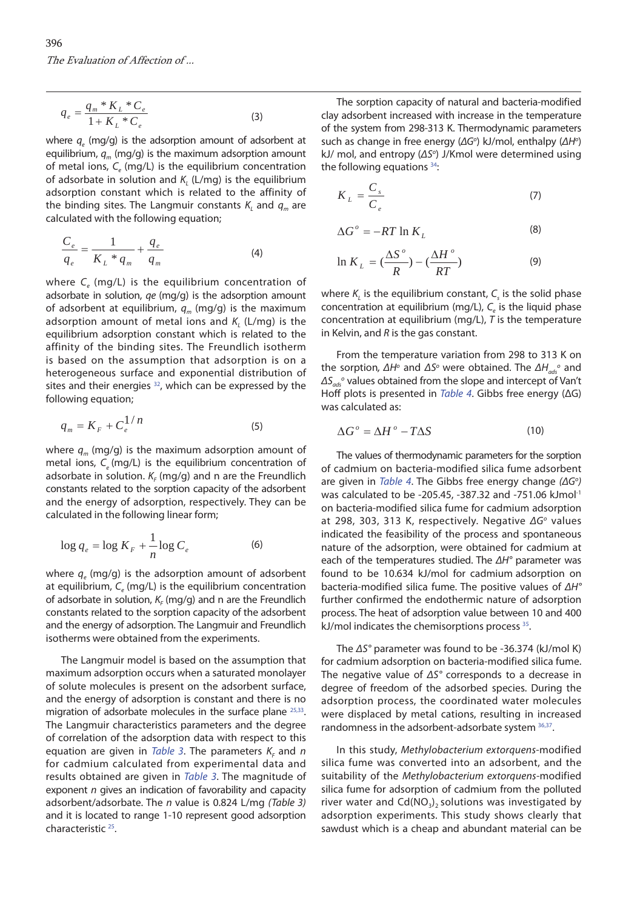$$q_e = \frac{q_m * K_L * C_e}{1 + K_L * C_e} \quad (3)$$

where $q_e$ (mg/g) is the adsorption amount of adsorbent at equilibrium, $q_m$ (mg/g) is the maximum adsorption amount of metal ions, $C_e$ (mg/L) is the equilibrium concentration of adsorbate in solution and $K_L$ (L/mg) is the equilibrium adsorption constant which is related to the affinity of the binding sites. The Langmuir constants $K_L$ and $q_m$ are calculated with the following equation;

$$\frac{C_e}{q_e} = \frac{1}{K_L * q_m} + \frac{q_e}{q_m} \quad (4)$$

where $C_e$ (mg/L) is the equilibrium concentration of adsorbate in solution, *qe* (mg/g) is the adsorption amount of adsorbent at equilibrium, $q_m$ (mg/g) is the maximum adsorption amount of metal ions and $K_L$ (L/mg) is the equilibrium adsorption constant which is related to the affinity of the binding sites. The Freundlich isotherm is based on the assumption that adsorption is on a heterogeneous surface and exponential distribution of sites and their energies [32], which can be expressed by the following equation;

$$q_m = K_F + C_e^{1/n} \quad (5)$$

where $q_m$ (mg/g) is the maximum adsorption amount of metal ions, $C_e$ (mg/L) is the equilibrium concentration of adsorbate in solution. $K_F$ (mg/g) and n are the Freundlich constants related to the sorption capacity of the adsorbent and the energy of adsorption, respectively. They can be calculated in the following linear form;

$$\log q_e = \log K_F + \frac{1}{n} \log C_e \quad (6)$$

where $q_e$ (mg/g) is the adsorption amount of adsorbent at equilibrium, $C_e$ (mg/L) is the equilibrium concentration of adsorbate in solution, $K_F$ (mg/g) and n are the Freundlich constants related to the sorption capacity of the adsorbent and the energy of adsorption. The Langmuir and Freundlich isotherms were obtained from the experiments.

The Langmuir model is based on the assumption that maximum adsorption occurs when a saturated monolayer of solute molecules is present on the adsorbent surface, and the energy of adsorption is constant and there is no migration of adsorbate molecules in the surface plane [25,33]. The Langmuir characteristics parameters and the degree of correlation of the adsorption data with respect to this equation are given in *Table 3*. The parameters $K_F$ and $n$ for cadmium calculated from experimental data and results obtained are given in *Table 3*. The magnitude of exponent $n$ gives an indication of favorability and capacity adsorbent/adsorbate. The $n$ value is 0.824 L/mg *(Table 3)* and it is located to range 1-10 represent good adsorption characteristic [25].

The sorption capacity of natural and bacteria-modified clay adsorbent increased with increase in the temperature of the system from 298-313 K. Thermodynamic parameters such as change in free energy ($\Delta G^o$) kJ/mol, enthalpy ($\Delta H^o$) kJ/ mol, and entropy ($\Delta S^o$) J/Kmol were determined using the following equations [34]:

$$K_L = \frac{C_s}{C_e} \quad (7)$$

$$\Delta G^o = -RT \ln K_L \quad (8)$$

$$\ln K_L = \left(\frac{\Delta S^o}{R}\right) - \left(\frac{\Delta H^o}{RT}\right) \quad (9)$$

where $K_L$ is the equilibrium constant, $C_s$ is the solid phase concentration at equilibrium (mg/L), $C_e$ is the liquid phase concentration at equilibrium (mg/L), $T$ is the temperature in Kelvin, and $R$ is the gas constant.

From the temperature variation from 298 to 313 K on the sorption, $\Delta H^o$ and $\Delta S^o$ were obtained. The $\Delta H_{ads}^o$ and $\Delta S_{ads}^o$ values obtained from the slope and intercept of Van't Hoff plots is presented in *Table 4*. Gibbs free energy ($\Delta G$) was calculated as:

$$\Delta G^o = \Delta H^o - T\Delta S \quad (10)$$

The values of thermodynamic parameters for the sorption of cadmium on bacteria-modified silica fume adsorbent are given in *Table 4*. The Gibbs free energy change *($\Delta G^o$)* was calculated to be -205.45, -387.32 and -751.06 kJmol$^{-1}$ on bacteria-modified silica fume for cadmium adsorption at 298, 303, 313 K, respectively. Negative $\Delta G^o$ values indicated the feasibility of the process and spontaneous nature of the adsorption, were obtained for cadmium at each of the temperatures studied. The $\Delta H°$ parameter was found to be 10.634 kJ/mol for cadmium adsorption on bacteria-modified silica fume. The positive values of $\Delta H°$ further confirmed the endothermic nature of adsorption process. The heat of adsorption value between 10 and 400 kJ/mol indicates the chemisorptions process [35].

The $\Delta S°$ parameter was found to be -36.374 (kJ/mol K) for cadmium adsorption on bacteria-modified silica fume. The negative value of $\Delta S°$ corresponds to a decrease in degree of freedom of the adsorbed species. During the adsorption process, the coordinated water molecules were displaced by metal cations, resulting in increased randomness in the adsorbent-adsorbate system [36,37].

In this study, *Methylobacterium extorquens*-modified silica fume was converted into an adsorbent, and the suitability of the *Methylobacterium extorquens*-modified silica fume for adsorption of cadmium from the polluted river water and $Cd(NO_3)_2$ solutions was investigated by adsorption experiments. This study shows clearly that sawdust which is a cheap and abundant material can be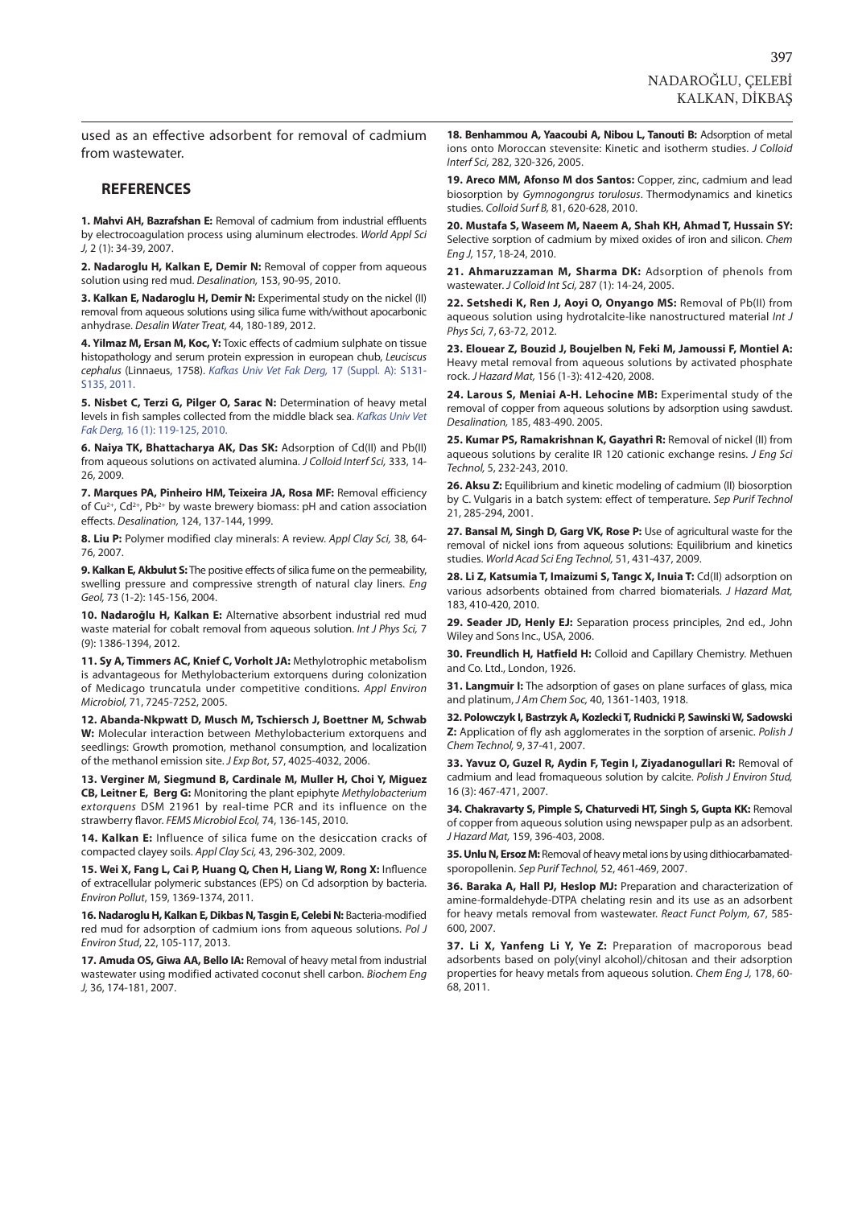used as an effective adsorbent for removal of cadmium from wastewater.

## REFERENCES

**1. Mahvi AH, Bazrafshan E:** Removal of cadmium from industrial effluents by electrocoagulation process using aluminum electrodes. *World Appl Sci J,* 2 (1): 34-39, 2007.

**2. Nadaroglu H, Kalkan E, Demir N:** Removal of copper from aqueous solution using red mud. *Desalination,* 153, 90-95, 2010.

**3. Kalkan E, Nadaroglu H, Demir N:** Experimental study on the nickel (II) removal from aqueous solutions using silica fume with/without apocarbonic anhydrase. *Desalin Water Treat,* 44, 180-189, 2012.

**4. Yilmaz M, Ersan M, Koc, Y:** Toxic effects of cadmium sulphate on tissue histopathology and serum protein expression in european chub, *Leuciscus cephalus* (Linnaeus, 1758). *Kafkas Univ Vet Fak Derg,* 17 (Suppl. A): S131-S135, 2011.

**5. Nisbet C, Terzi G, Pilger O, Sarac N:** Determination of heavy metal levels in fish samples collected from the middle black sea. *Kafkas Univ Vet Fak Derg,* 16 (1): 119-125, 2010.

**6. Naiya TK, Bhattacharya AK, Das SK:** Adsorption of Cd(II) and Pb(II) from aqueous solutions on activated alumina. *J Colloid Interf Sci,* 333, 14-26, 2009.

**7. Marques PA, Pinheiro HM, Teixeira JA, Rosa MF:** Removal efficiency of $Cu^{2+}$, $Cd^{2+}$, $Pb^{2+}$ by waste brewery biomass: pH and cation association effects. *Desalination,* 124, 137-144, 1999.

**8. Liu P:** Polymer modified clay minerals: A review. *Appl Clay Sci,* 38, 64-76, 2007.

**9. Kalkan E, Akbulut S:** The positive effects of silica fume on the permeability, swelling pressure and compressive strength of natural clay liners. *Eng Geol,* 73 (1-2): 145-156, 2004.

**10. Nadaroğlu H, Kalkan E:** Alternative absorbent industrial red mud waste material for cobalt removal from aqueous solution. *Int J Phys Sci,* 7 (9): 1386-1394, 2012.

**11. Sy A, Timmers AC, Knief C, Vorholt JA:** Methylotrophic metabolism is advantageous for Methylobacterium extorquens during colonization of Medicago truncatula under competitive conditions. *Appl Environ Microbiol,* 71, 7245-7252, 2005.

**12. Abanda-Nkpwatt D, Musch M, Tschiersch J, Boettner M, Schwab W:** Molecular interaction between Methylobacterium extorquens and seedlings: Growth promotion, methanol consumption, and localization of the methanol emission site. *J Exp Bot*, 57, 4025-4032, 2006.

**13. Verginer M, Siegmund B, Cardinale M, Muller H, Choi Y, Miguez CB, Leitner E, Berg G:** Monitoring the plant epiphyte *Methylobacterium extorquens* DSM 21961 by real-time PCR and its influence on the strawberry flavor. *FEMS Microbiol Ecol,* 74, 136-145, 2010.

**14. Kalkan E:** Influence of silica fume on the desiccation cracks of compacted clayey soils. *Appl Clay Sci,* 43, 296-302, 2009.

**15. Wei X, Fang L, Cai P, Huang Q, Chen H, Liang W, Rong X:** Influence of extracellular polymeric substances (EPS) on Cd adsorption by bacteria. *Environ Pollut*, 159, 1369-1374, 2011.

**16. Nadaroglu H, Kalkan E, Dikbas N, Tasgin E, Celebi N:** Bacteria-modified red mud for adsorption of cadmium ions from aqueous solutions. *Pol J Environ Stud*, 22, 105-117, 2013.

**17. Amuda OS, Giwa AA, Bello IA:** Removal of heavy metal from industrial wastewater using modified activated coconut shell carbon. *Biochem Eng J,* 36, 174-181, 2007.

**18. Benhammou A, Yaacoubi A, Nibou L, Tanouti B:** Adsorption of metal ions onto Moroccan stevensite: Kinetic and isotherm studies. *J Colloid Interf Sci,* 282, 320-326, 2005.

**19. Areco MM, Afonso M dos Santos:** Copper, zinc, cadmium and lead biosorption by *Gymnogongrus torulosus*. Thermodynamics and kinetics studies. *Colloid Surf B,* 81, 620-628, 2010.

**20. Mustafa S, Waseem M, Naeem A, Shah KH, Ahmad T, Hussain SY:** Selective sorption of cadmium by mixed oxides of iron and silicon. *Chem Eng J,* 157, 18-24, 2010.

**21. Ahmaruzzaman M, Sharma DK:** Adsorption of phenols from wastewater. *J Colloid Int Sci,* 287 (1): 14-24, 2005.

**22. Setshedi K, Ren J, Aoyi O, Onyango MS:** Removal of Pb(II) from aqueous solution using hydrotalcite-like nanostructured material *Int J Phys Sci,* 7, 63-72, 2012.

**23. Elouear Z, Bouzid J, Boujelben N, Feki M, Jamoussi F, Montiel A:** Heavy metal removal from aqueous solutions by activated phosphate rock. *J Hazard Mat,* 156 (1-3): 412-420, 2008.

**24. Larous S, Meniai A-H. Lehocine MB:** Experimental study of the removal of copper from aqueous solutions by adsorption using sawdust. *Desalination,* 185, 483-490. 2005.

**25. Kumar PS, Ramakrishnan K, Gayathri R:** Removal of nickel (II) from aqueous solutions by ceralite IR 120 cationic exchange resins. *J Eng Sci Technol,* 5, 232-243, 2010.

**26. Aksu Z:** Equilibrium and kinetic modeling of cadmium (II) biosorption by C. Vulgaris in a batch system: effect of temperature. *Sep Purif Technol* 21, 285-294, 2001.

**27. Bansal M, Singh D, Garg VK, Rose P:** Use of agricultural waste for the removal of nickel ions from aqueous solutions: Equilibrium and kinetics studies. *World Acad Sci Eng Technol,* 51, 431-437, 2009.

**28. Li Z, Katsumia T, Imaizumi S, Tangc X, Inuia T:** Cd(II) adsorption on various adsorbents obtained from charred biomaterials. *J Hazard Mat,* 183, 410-420, 2010.

**29. Seader JD, Henly EJ:** Separation process principles, 2nd ed., John Wiley and Sons Inc., USA, 2006.

**30. Freundlich H, Hatfield H:** Colloid and Capillary Chemistry. Methuen and Co. Ltd., London, 1926.

**31. Langmuir I:** The adsorption of gases on plane surfaces of glass, mica and platinum, *J Am Chem Soc,* 40, 1361-1403, 1918.

**32. Polowczyk I, Bastrzyk A, Kozlecki T, Rudnicki P, Sawinski W, Sadowski Z:** Application of fly ash agglomerates in the sorption of arsenic. *Polish J Chem Technol,* 9, 37-41, 2007.

**33. Yavuz O, Guzel R, Aydin F, Tegin I, Ziyadanogullari R:** Removal of cadmium and lead fromaqueous solution by calcite. *Polish J Environ Stud,* 16 (3): 467-471, 2007.

**34. Chakravarty S, Pimple S, Chaturvedi HT, Singh S, Gupta KK:** Removal of copper from aqueous solution using newspaper pulp as an adsorbent. *J Hazard Mat,* 159, 396-403, 2008.

**35. Unlu N, Ersoz M:** Removal of heavy metal ions by using dithiocarbamated-sporopollenin. *Sep Purif Technol,* 52, 461-469, 2007.

**36. Baraka A, Hall PJ, Heslop MJ:** Preparation and characterization of amine-formaldehyde-DTPA chelating resin and its use as an adsorbent for heavy metals removal from wastewater. *React Funct Polym,* 67, 585-600, 2007.

**37. Li X, Yanfeng Li Y, Ye Z:** Preparation of macroporous bead adsorbents based on poly(vinyl alcohol)/chitosan and their adsorption properties for heavy metals from aqueous solution. *Chem Eng J,* 178, 60-68, 2011.